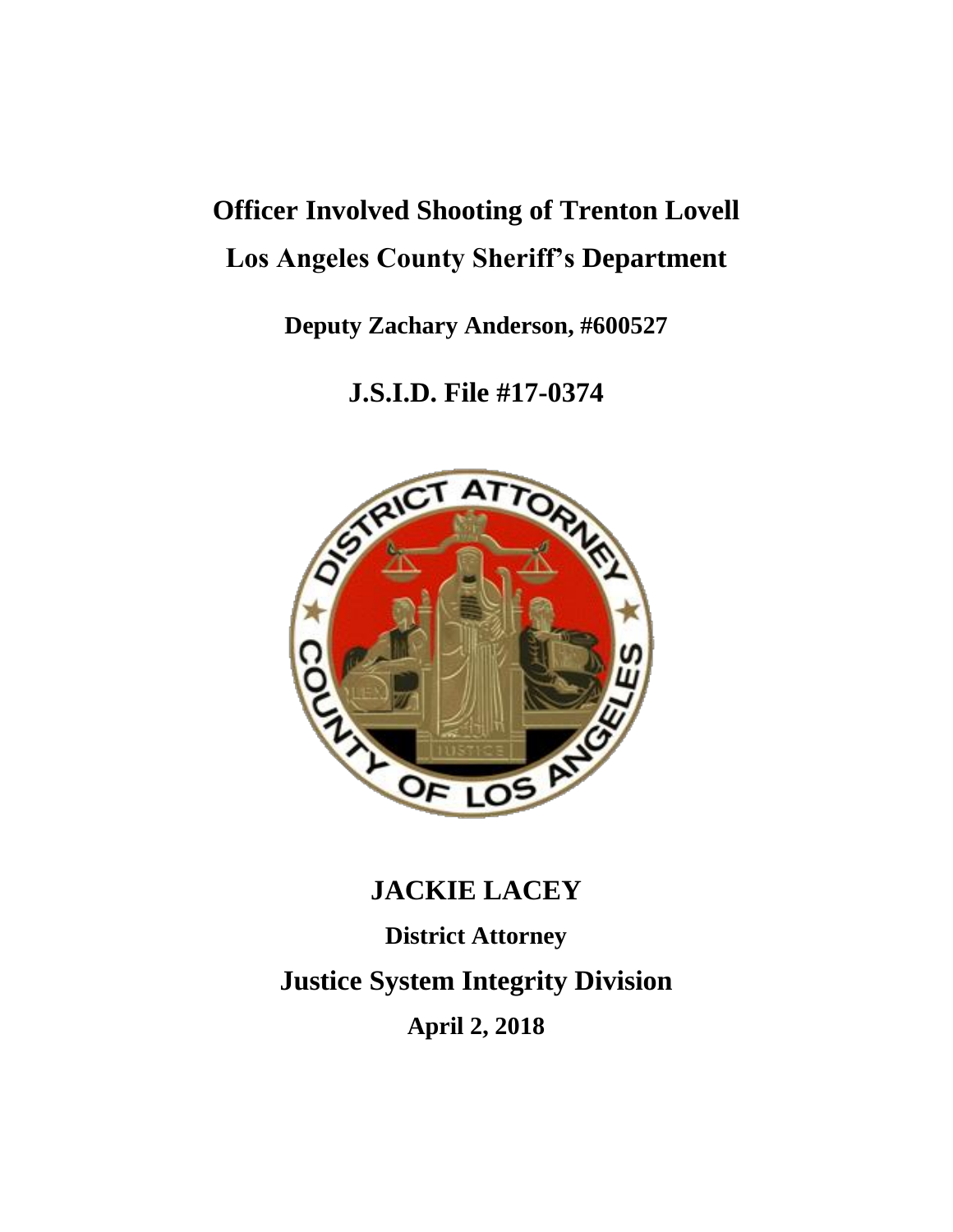# Officer Involved Shooting of Trenton Lovell

# Los Angeles County Sheriff's Department

**Deputy Zachary Anderson, #600527**

## J.S.I.D. File #17-0374

# JACKIE LACEY

**District Attorney**

## Justice System Integrity Division

**April 2, 2018**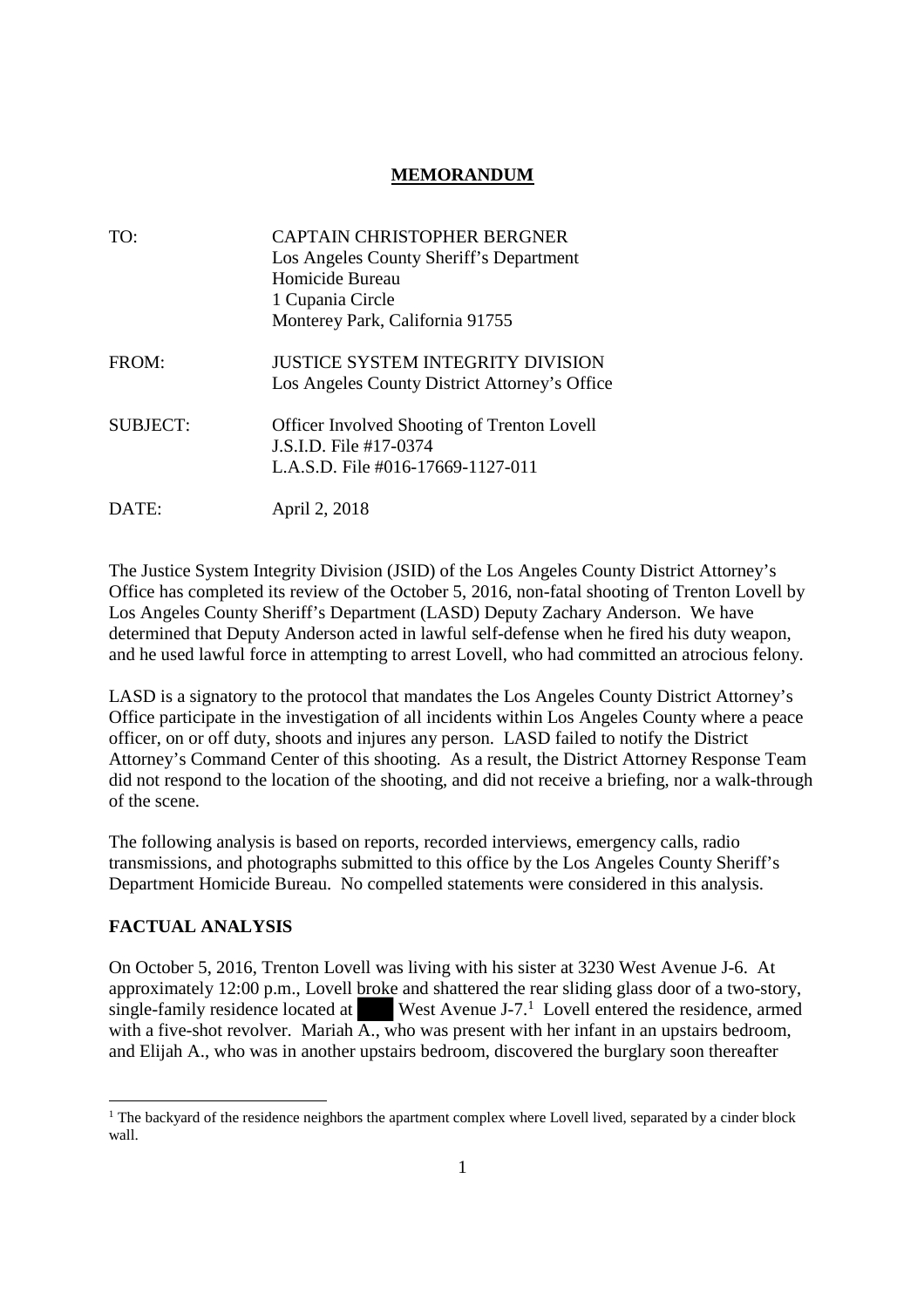## MEMORANDUM

TO: CAPTAIN CHRISTOPHER BERGNER
Los Angeles County Sheriff's Department
Homicide Bureau
1 Cupania Circle
Monterey Park, California 91755

FROM: JUSTICE SYSTEM INTEGRITY DIVISION
Los Angeles County District Attorney's Office

SUBJECT: Officer Involved Shooting of Trenton Lovell
J.S.I.D. File #17-0374
L.A.S.D. File #016-17669-1127-011

DATE: April 2, 2018

The Justice System Integrity Division (JSID) of the Los Angeles County District Attorney's Office has completed its review of the October 5, 2016, non-fatal shooting of Trenton Lovell by Los Angeles County Sheriff's Department (LASD) Deputy Zachary Anderson. We have determined that Deputy Anderson acted in lawful self-defense when he fired his duty weapon, and he used lawful force in attempting to arrest Lovell, who had committed an atrocious felony.

LASD is a signatory to the protocol that mandates the Los Angeles County District Attorney's Office participate in the investigation of all incidents within Los Angeles County where a peace officer, on or off duty, shoots and injures any person. LASD failed to notify the District Attorney's Command Center of this shooting. As a result, the District Attorney Response Team did not respond to the location of the shooting, and did not receive a briefing, nor a walk-through of the scene.

The following analysis is based on reports, recorded interviews, emergency calls, radio transmissions, and photographs submitted to this office by the Los Angeles County Sheriff's Department Homicide Bureau. No compelled statements were considered in this analysis.

### FACTUAL ANALYSIS

On October 5, 2016, Trenton Lovell was living with his sister at 3230 West Avenue J-6. At approximately 12:00 p.m., Lovell broke and shattered the rear sliding glass door of a two-story, single-family residence located at ████ West Avenue J-7.[1] Lovell entered the residence, armed with a five-shot revolver. Mariah A., who was present with her infant in an upstairs bedroom, and Elijah A., who was in another upstairs bedroom, discovered the burglary soon thereafter

[1] The backyard of the residence neighbors the apartment complex where Lovell lived, separated by a cinder block wall.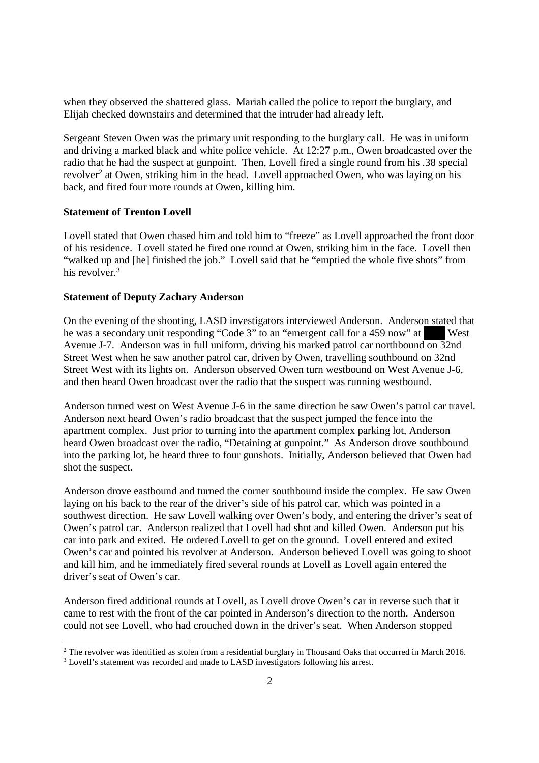when they observed the shattered glass. Mariah called the police to report the burglary, and Elijah checked downstairs and determined that the intruder had already left.

Sergeant Steven Owen was the primary unit responding to the burglary call. He was in uniform and driving a marked black and white police vehicle. At 12:27 p.m., Owen broadcasted over the radio that he had the suspect at gunpoint. Then, Lovell fired a single round from his .38 special revolver[2] at Owen, striking him in the head. Lovell approached Owen, who was laying on his back, and fired four more rounds at Owen, killing him.

**Statement of Trenton Lovell**

Lovell stated that Owen chased him and told him to "freeze" as Lovell approached the front door of his residence. Lovell stated he fired one round at Owen, striking him in the face. Lovell then "walked up and [he] finished the job." Lovell said that he "emptied the whole five shots" from his revolver.[3]

**Statement of Deputy Zachary Anderson**

On the evening of the shooting, LASD investigators interviewed Anderson. Anderson stated that he was a secondary unit responding "Code 3" to an "emergent call for a 459 now" at ███ West Avenue J-7. Anderson was in full uniform, driving his marked patrol car northbound on 32nd Street West when he saw another patrol car, driven by Owen, travelling southbound on 32nd Street West with its lights on. Anderson observed Owen turn westbound on West Avenue J-6, and then heard Owen broadcast over the radio that the suspect was running westbound.

Anderson turned west on West Avenue J-6 in the same direction he saw Owen's patrol car travel. Anderson next heard Owen's radio broadcast that the suspect jumped the fence into the apartment complex. Just prior to turning into the apartment complex parking lot, Anderson heard Owen broadcast over the radio, "Detaining at gunpoint." As Anderson drove southbound into the parking lot, he heard three to four gunshots. Initially, Anderson believed that Owen had shot the suspect.

Anderson drove eastbound and turned the corner southbound inside the complex. He saw Owen laying on his back to the rear of the driver's side of his patrol car, which was pointed in a southwest direction. He saw Lovell walking over Owen's body, and entering the driver's seat of Owen's patrol car. Anderson realized that Lovell had shot and killed Owen. Anderson put his car into park and exited. He ordered Lovell to get on the ground. Lovell entered and exited Owen's car and pointed his revolver at Anderson. Anderson believed Lovell was going to shoot and kill him, and he immediately fired several rounds at Lovell as Lovell again entered the driver's seat of Owen's car.

Anderson fired additional rounds at Lovell, as Lovell drove Owen's car in reverse such that it came to rest with the front of the car pointed in Anderson's direction to the north. Anderson could not see Lovell, who had crouched down in the driver's seat. When Anderson stopped

---

[2] The revolver was identified as stolen from a residential burglary in Thousand Oaks that occurred in March 2016.

[3] Lovell's statement was recorded and made to LASD investigators following his arrest.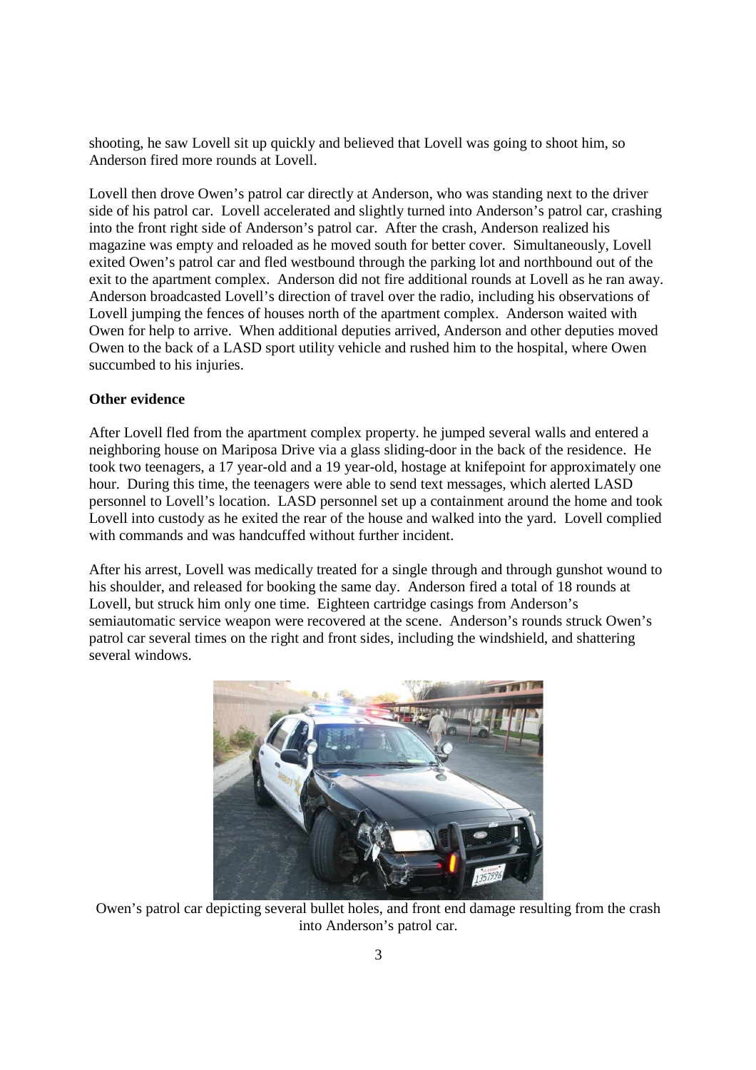shooting, he saw Lovell sit up quickly and believed that Lovell was going to shoot him, so Anderson fired more rounds at Lovell.

Lovell then drove Owen's patrol car directly at Anderson, who was standing next to the driver side of his patrol car. Lovell accelerated and slightly turned into Anderson's patrol car, crashing into the front right side of Anderson's patrol car. After the crash, Anderson realized his magazine was empty and reloaded as he moved south for better cover. Simultaneously, Lovell exited Owen's patrol car and fled westbound through the parking lot and northbound out of the exit to the apartment complex. Anderson did not fire additional rounds at Lovell as he ran away. Anderson broadcasted Lovell's direction of travel over the radio, including his observations of Lovell jumping the fences of houses north of the apartment complex. Anderson waited with Owen for help to arrive. When additional deputies arrived, Anderson and other deputies moved Owen to the back of a LASD sport utility vehicle and rushed him to the hospital, where Owen succumbed to his injuries.

**Other evidence**

After Lovell fled from the apartment complex property. he jumped several walls and entered a neighboring house on Mariposa Drive via a glass sliding-door in the back of the residence. He took two teenagers, a 17 year-old and a 19 year-old, hostage at knifepoint for approximately one hour. During this time, the teenagers were able to send text messages, which alerted LASD personnel to Lovell's location. LASD personnel set up a containment around the home and took Lovell into custody as he exited the rear of the house and walked into the yard. Lovell complied with commands and was handcuffed without further incident.

After his arrest, Lovell was medically treated for a single through and through gunshot wound to his shoulder, and released for booking the same day. Anderson fired a total of 18 rounds at Lovell, but struck him only one time. Eighteen cartridge casings from Anderson's semiautomatic service weapon were recovered at the scene. Anderson's rounds struck Owen's patrol car several times on the right and front sides, including the windshield, and shattering several windows.

Owen's patrol car depicting several bullet holes, and front end damage resulting from the crash into Anderson's patrol car.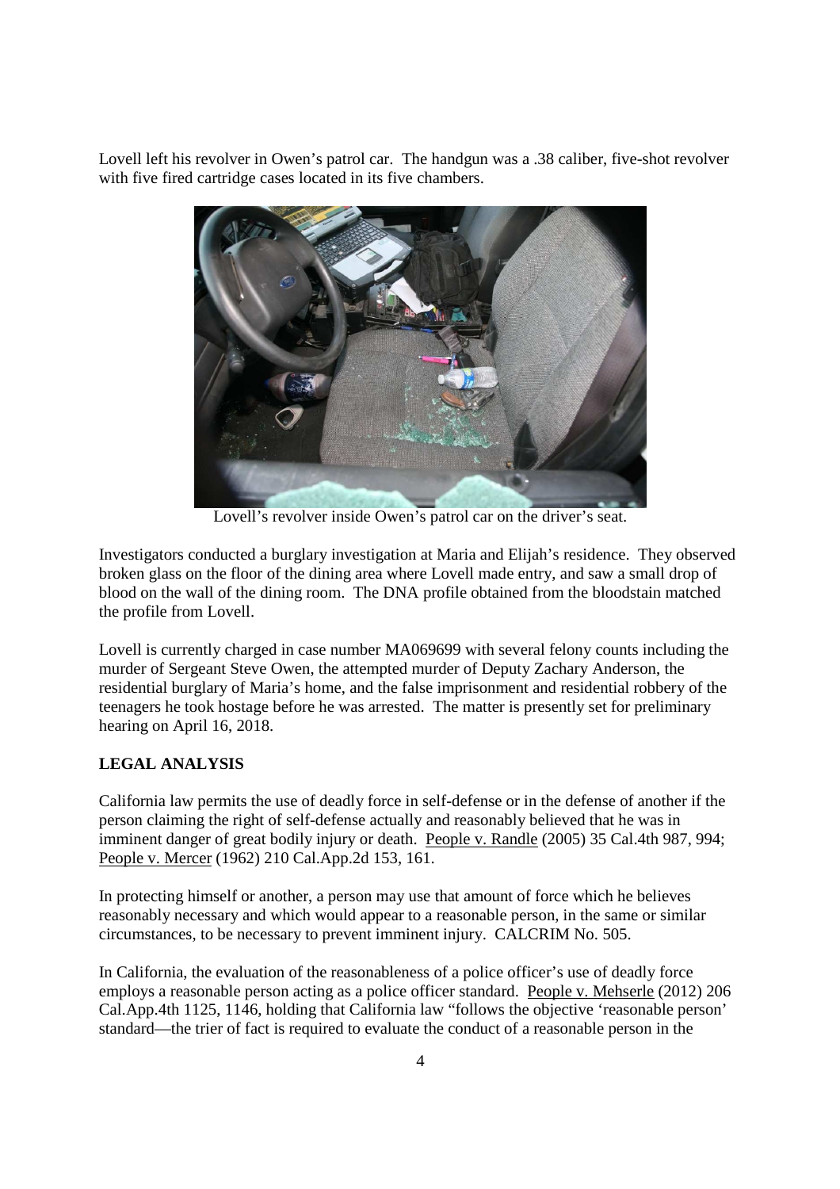Lovell left his revolver in Owen's patrol car. The handgun was a .38 caliber, five-shot revolver with five fired cartridge cases located in its five chambers.

Lovell's revolver inside Owen's patrol car on the driver's seat.

Investigators conducted a burglary investigation at Maria and Elijah's residence. They observed broken glass on the floor of the dining area where Lovell made entry, and saw a small drop of blood on the wall of the dining room. The DNA profile obtained from the bloodstain matched the profile from Lovell.

Lovell is currently charged in case number MA069699 with several felony counts including the murder of Sergeant Steve Owen, the attempted murder of Deputy Zachary Anderson, the residential burglary of Maria's home, and the false imprisonment and residential robbery of the teenagers he took hostage before he was arrested. The matter is presently set for preliminary hearing on April 16, 2018.

## LEGAL ANALYSIS

California law permits the use of deadly force in self-defense or in the defense of another if the person claiming the right of self-defense actually and reasonably believed that he was in imminent danger of great bodily injury or death. People v. Randle (2005) 35 Cal.4th 987, 994; People v. Mercer (1962) 210 Cal.App.2d 153, 161.

In protecting himself or another, a person may use that amount of force which he believes reasonably necessary and which would appear to a reasonable person, in the same or similar circumstances, to be necessary to prevent imminent injury. CALCRIM No. 505.

In California, the evaluation of the reasonableness of a police officer's use of deadly force employs a reasonable person acting as a police officer standard. People v. Mehserle (2012) 206 Cal.App.4th 1125, 1146, holding that California law "follows the objective 'reasonable person' standard—the trier of fact is required to evaluate the conduct of a reasonable person in the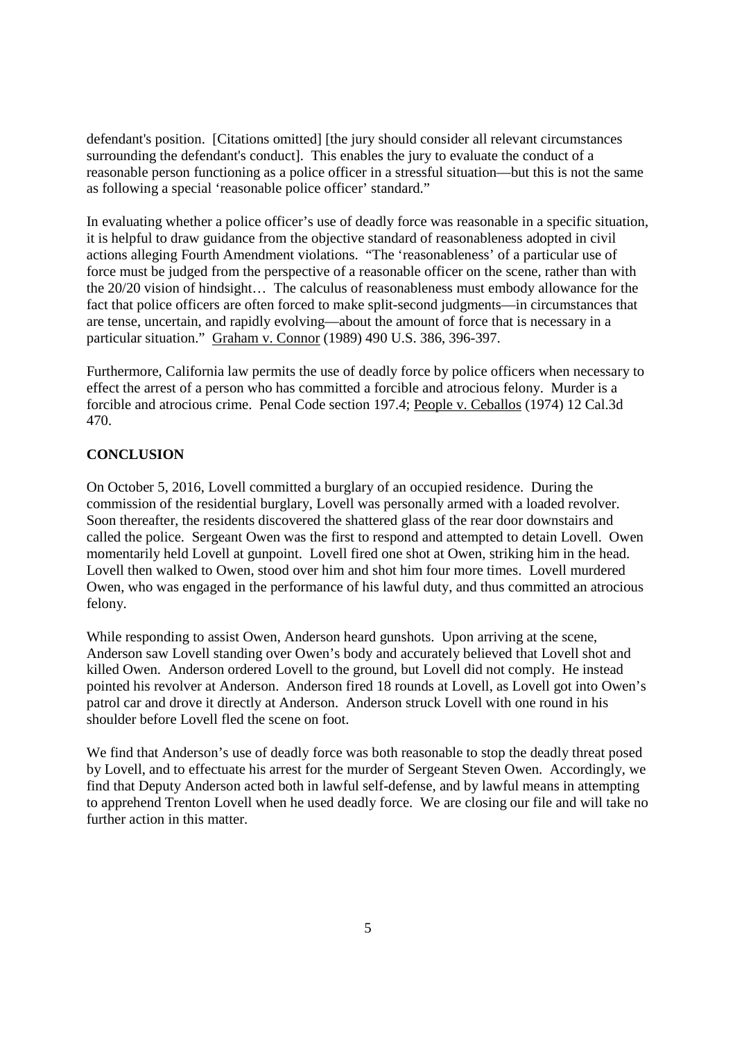defendant's position. [Citations omitted] [the jury should consider all relevant circumstances surrounding the defendant's conduct]. This enables the jury to evaluate the conduct of a reasonable person functioning as a police officer in a stressful situation—but this is not the same as following a special 'reasonable police officer' standard."

In evaluating whether a police officer's use of deadly force was reasonable in a specific situation, it is helpful to draw guidance from the objective standard of reasonableness adopted in civil actions alleging Fourth Amendment violations. "The 'reasonableness' of a particular use of force must be judged from the perspective of a reasonable officer on the scene, rather than with the 20/20 vision of hindsight… The calculus of reasonableness must embody allowance for the fact that police officers are often forced to make split-second judgments—in circumstances that are tense, uncertain, and rapidly evolving—about the amount of force that is necessary in a particular situation." Graham v. Connor (1989) 490 U.S. 386, 396-397.

Furthermore, California law permits the use of deadly force by police officers when necessary to effect the arrest of a person who has committed a forcible and atrocious felony. Murder is a forcible and atrocious crime. Penal Code section 197.4; People v. Ceballos (1974) 12 Cal.3d 470.

## CONCLUSION

On October 5, 2016, Lovell committed a burglary of an occupied residence. During the commission of the residential burglary, Lovell was personally armed with a loaded revolver. Soon thereafter, the residents discovered the shattered glass of the rear door downstairs and called the police. Sergeant Owen was the first to respond and attempted to detain Lovell. Owen momentarily held Lovell at gunpoint. Lovell fired one shot at Owen, striking him in the head. Lovell then walked to Owen, stood over him and shot him four more times. Lovell murdered Owen, who was engaged in the performance of his lawful duty, and thus committed an atrocious felony.

While responding to assist Owen, Anderson heard gunshots. Upon arriving at the scene, Anderson saw Lovell standing over Owen's body and accurately believed that Lovell shot and killed Owen. Anderson ordered Lovell to the ground, but Lovell did not comply. He instead pointed his revolver at Anderson. Anderson fired 18 rounds at Lovell, as Lovell got into Owen's patrol car and drove it directly at Anderson. Anderson struck Lovell with one round in his shoulder before Lovell fled the scene on foot.

We find that Anderson's use of deadly force was both reasonable to stop the deadly threat posed by Lovell, and to effectuate his arrest for the murder of Sergeant Steven Owen. Accordingly, we find that Deputy Anderson acted both in lawful self-defense, and by lawful means in attempting to apprehend Trenton Lovell when he used deadly force. We are closing our file and will take no further action in this matter.